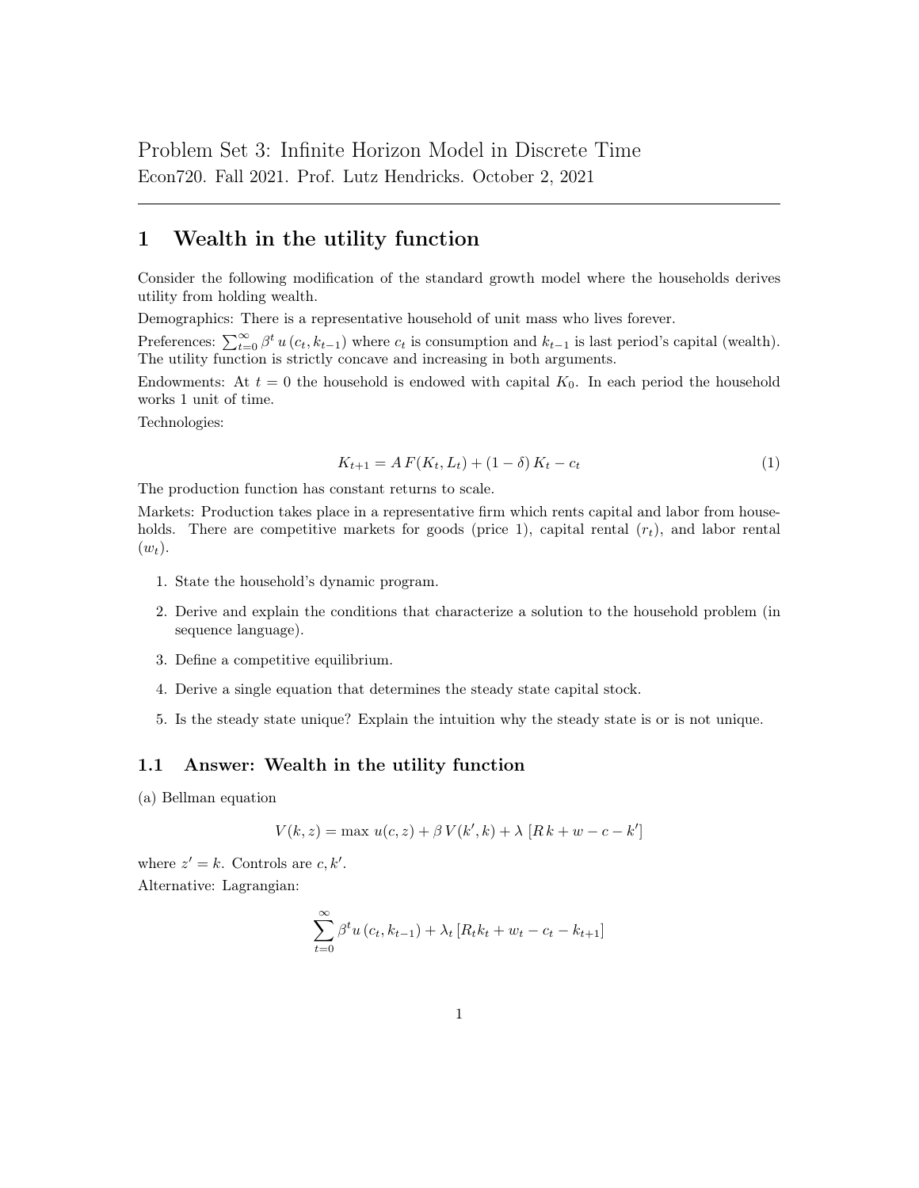Problem Set 3: Infinite Horizon Model in Discrete Time

Econ720. Fall 2021. Prof. Lutz Hendricks. October 2, 2021

# 1 Wealth in the utility function

Consider the following modification of the standard growth model where the households derives utility from holding wealth.

Demographics: There is a representative household of unit mass who lives forever.

Preferences: $\sum_{t=0}^{\infty} \beta^t u(c_t, k_{t-1})$ where $c_t$ is consumption and $k_{t-1}$ is last period's capital (wealth). The utility function is strictly concave and increasing in both arguments.

Endowments: At $t = 0$ the household is endowed with capital $K_0$. In each period the household works 1 unit of time.

Technologies:

$$K_{t+1} = A\,F(K_t, L_t) + (1 - \delta)\,K_t - c_t \tag{1}$$

The production function has constant returns to scale.

Markets: Production takes place in a representative firm which rents capital and labor from households. There are competitive markets for goods (price 1), capital rental ($r_t$), and labor rental ($w_t$).

1. State the household's dynamic program.
2. Derive and explain the conditions that characterize a solution to the household problem (in sequence language).
3. Define a competitive equilibrium.
4. Derive a single equation that determines the steady state capital stock.
5. Is the steady state unique? Explain the intuition why the steady state is or is not unique.

## 1.1 Answer: Wealth in the utility function

(a) Bellman equation

$$V(k, z) = \max\, u(c, z) + \beta\, V(k', k) + \lambda\, [R\,k + w - c - k']$$

where $z' = k$. Controls are $c, k'$.

Alternative: Lagrangian:

$$\sum_{t=0}^{\infty} \beta^t u(c_t, k_{t-1}) + \lambda_t [R_t k_t + w_t - c_t - k_{t+1}]$$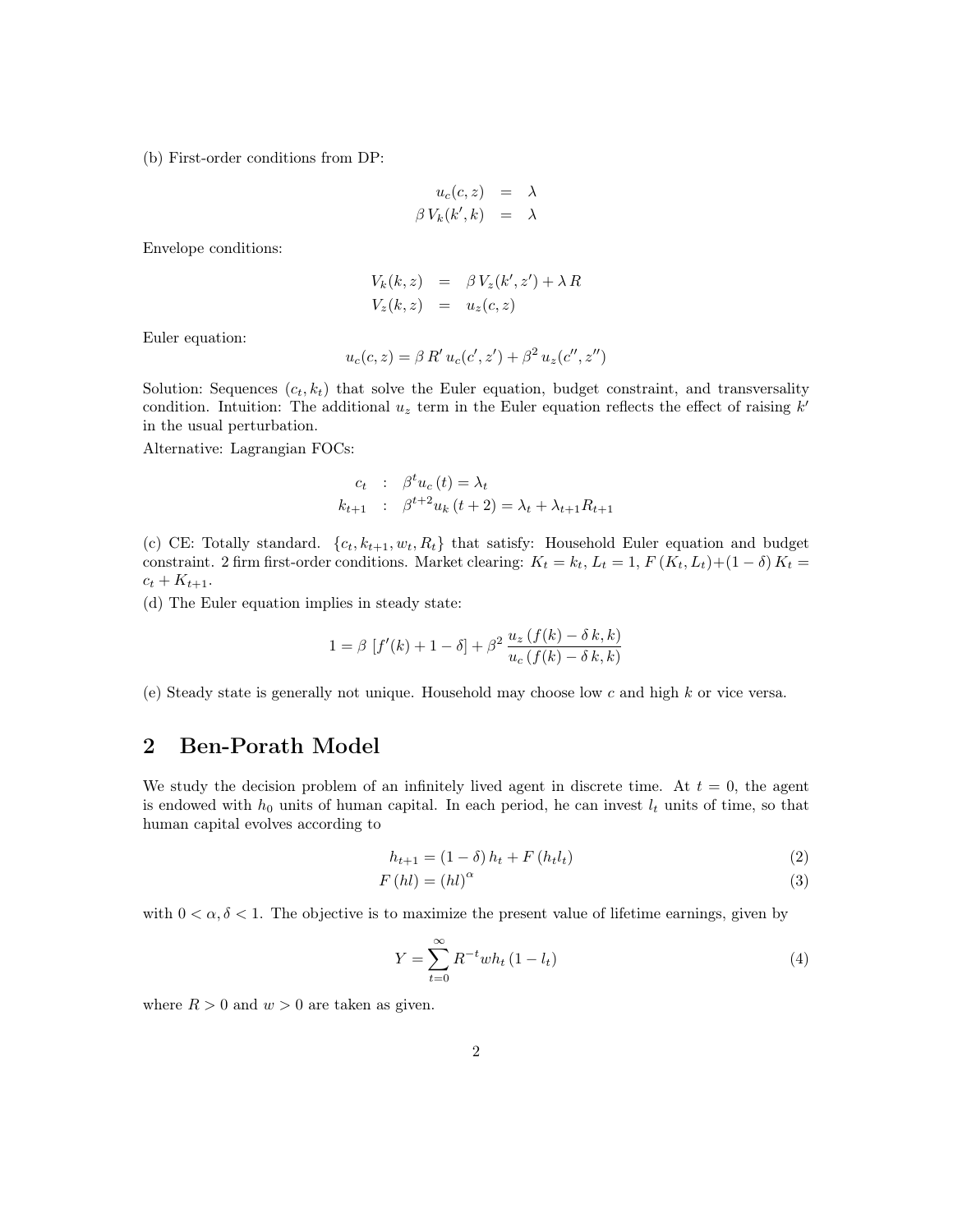(b) First-order conditions from DP:

$$\begin{aligned} u_c(c,z) &= \lambda \\ \beta\, V_k(k',k) &= \lambda \end{aligned}$$

Envelope conditions:

$$\begin{aligned} V_k(k,z) &= \beta\, V_z(k',z') + \lambda\, R \\ V_z(k,z) &= u_z(c,z) \end{aligned}$$

Euler equation:

$$u_c(c,z) = \beta\, R'\, u_c(c',z') + \beta^2\, u_z(c'',z'')$$

Solution: Sequences $(c_t, k_t)$ that solve the Euler equation, budget constraint, and transversality condition. Intuition: The additional $u_z$ term in the Euler equation reflects the effect of raising $k'$ in the usual perturbation.

Alternative: Lagrangian FOCs:

$$\begin{aligned} c_t &: \ \beta^t u_c\,(t) = \lambda_t \\ k_{t+1} &: \ \beta^{t+2} u_k\,(t+2) = \lambda_t + \lambda_{t+1} R_{t+1} \end{aligned}$$

(c) CE: Totally standard. $\{c_t, k_{t+1}, w_t, R_t\}$ that satisfy: Household Euler equation and budget constraint. 2 firm first-order conditions. Market clearing: $K_t = k_t$, $L_t = 1$, $F(K_t, L_t) + (1-\delta)\, K_t = c_t + K_{t+1}$.

(d) The Euler equation implies in steady state:

$$1 = \beta\, \left[f'(k) + 1 - \delta\right] + \beta^2\, \frac{u_z\left(f(k) - \delta\, k, k\right)}{u_c\left(f(k) - \delta\, k, k\right)}$$

(e) Steady state is generally not unique. Household may choose low $c$ and high $k$ or vice versa.

## 2 Ben-Porath Model

We study the decision problem of an infinitely lived agent in discrete time. At $t = 0$, the agent is endowed with $h_0$ units of human capital. In each period, he can invest $l_t$ units of time, so that human capital evolves according to

$$h_{t+1} = (1-\delta)\, h_t + F\,(h_t l_t) \tag{2}$$

$$F\,(hl) = (hl)^{\alpha} \tag{3}$$

with $0 < \alpha, \delta < 1$. The objective is to maximize the present value of lifetime earnings, given by

$$Y = \sum_{t=0}^{\infty} R^{-t} w h_t\,(1 - l_t) \tag{4}$$

where $R > 0$ and $w > 0$ are taken as given.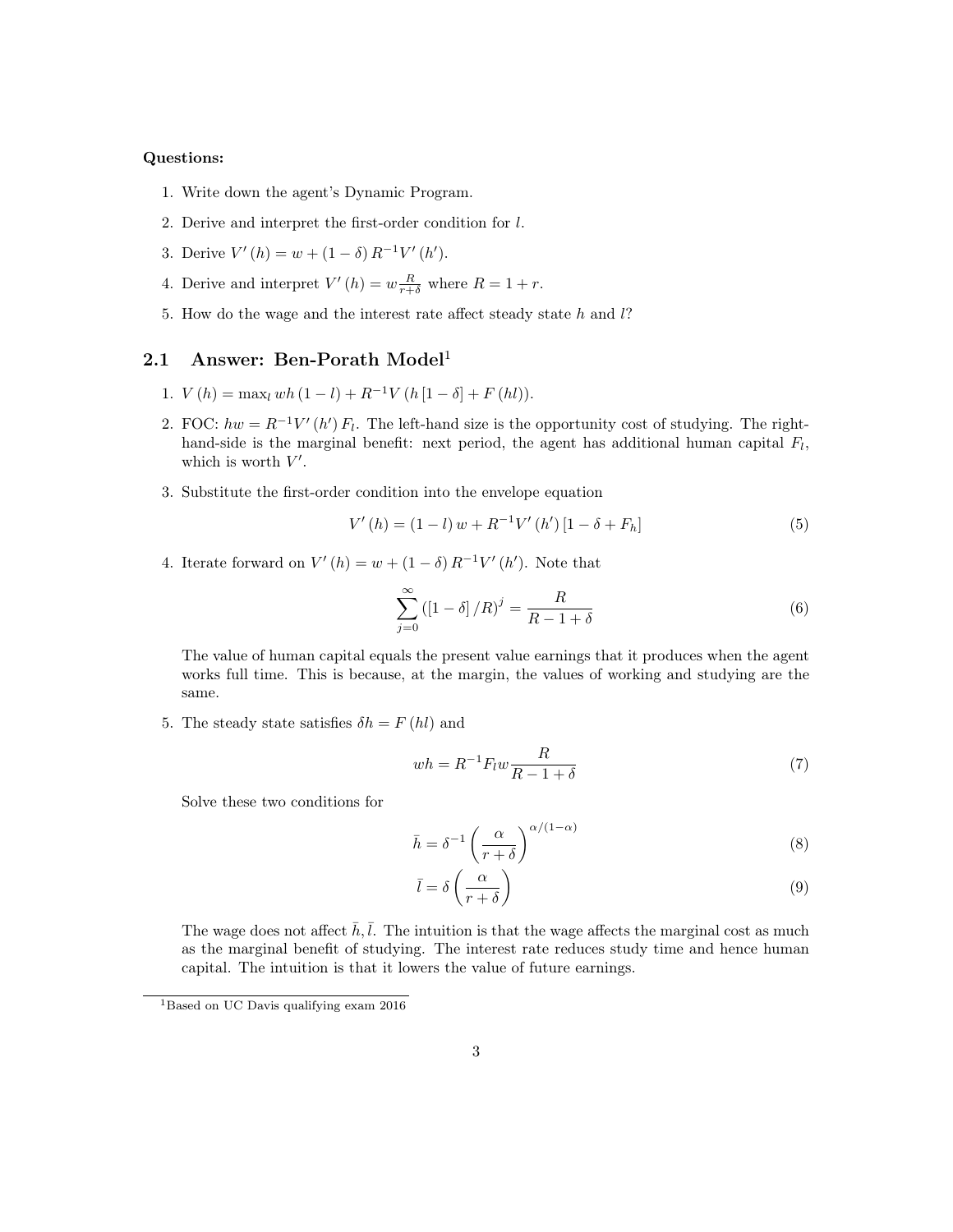**Questions:**

1. Write down the agent's Dynamic Program.
2. Derive and interpret the first-order condition for $l$.
3. Derive $V'(h) = w + (1-\delta) R^{-1} V'(h')$.
4. Derive and interpret $V'(h) = w \frac{R}{r+\delta}$ where $R = 1 + r$.
5. How do the wage and the interest rate affect steady state $h$ and $l$?

## 2.1 Answer: Ben-Porath Model[1]

1. $V(h) = \max_l wh(1-l) + R^{-1} V(h[1-\delta] + F(hl))$.
2. FOC: $hw = R^{-1} V'(h') F_l$. The left-hand size is the opportunity cost of studying. The right-hand-side is the marginal benefit: next period, the agent has additional human capital $F_l$, which is worth $V'$.
3. Substitute the first-order condition into the envelope equation
$$V'(h) = (1-l) w + R^{-1} V'(h') [1 - \delta + F_h] \tag{5}$$
4. Iterate forward on $V'(h) = w + (1-\delta) R^{-1} V'(h')$. Note that
$$\sum_{j=0}^{\infty} ([1-\delta]/R)^j = \frac{R}{R-1+\delta} \tag{6}$$
The value of human capital equals the present value earnings that it produces when the agent works full time. This is because, at the margin, the values of working and studying are the same.
5. The steady state satisfies $\delta h = F(hl)$ and
$$wh = R^{-1} F_l w \frac{R}{R-1+\delta} \tag{7}$$
Solve these two conditions for
$$\bar{h} = \delta^{-1} \left( \frac{\alpha}{r+\delta} \right)^{\alpha/(1-\alpha)} \tag{8}$$
$$\bar{l} = \delta \left( \frac{\alpha}{r+\delta} \right) \tag{9}$$
The wage does not affect $\bar{h}, \bar{l}$. The intuition is that the wage affects the marginal cost as much as the marginal benefit of studying. The interest rate reduces study time and hence human capital. The intuition is that it lowers the value of future earnings.

[1] Based on UC Davis qualifying exam 2016